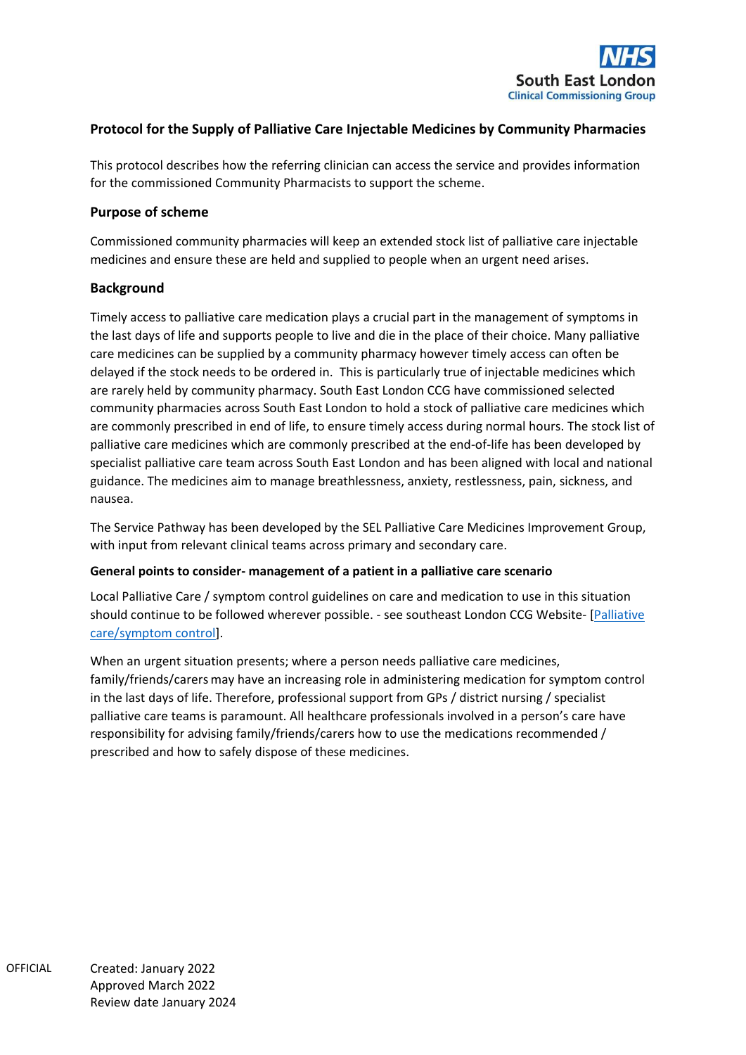NHS
South East London
Clinical Commissioning Group

# Protocol for the Supply of Palliative Care Injectable Medicines by Community Pharmacies

This protocol describes how the referring clinician can access the service and provides information for the commissioned Community Pharmacists to support the scheme.

## Purpose of scheme

Commissioned community pharmacies will keep an extended stock list of palliative care injectable medicines and ensure these are held and supplied to people when an urgent need arises.

## Background

Timely access to palliative care medication plays a crucial part in the management of symptoms in the last days of life and supports people to live and die in the place of their choice. Many palliative care medicines can be supplied by a community pharmacy however timely access can often be delayed if the stock needs to be ordered in. This is particularly true of injectable medicines which are rarely held by community pharmacy. South East London CCG have commissioned selected community pharmacies across South East London to hold a stock of palliative care medicines which are commonly prescribed in end of life, to ensure timely access during normal hours. The stock list of palliative care medicines which are commonly prescribed at the end-of-life has been developed by specialist palliative care team across South East London and has been aligned with local and national guidance. The medicines aim to manage breathlessness, anxiety, restlessness, pain, sickness, and nausea.

The Service Pathway has been developed by the SEL Palliative Care Medicines Improvement Group, with input from relevant clinical teams across primary and secondary care.

### General points to consider- management of a patient in a palliative care scenario

Local Palliative Care / symptom control guidelines on care and medication to use in this situation should continue to be followed wherever possible. - see southeast London CCG Website- [Palliative care/symptom control].

When an urgent situation presents; where a person needs palliative care medicines, family/friends/carers may have an increasing role in administering medication for symptom control in the last days of life. Therefore, professional support from GPs / district nursing / specialist palliative care teams is paramount. All healthcare professionals involved in a person's care have responsibility for advising family/friends/carers how to use the medications recommended / prescribed and how to safely dispose of these medicines.

OFFICIAL

Created: January 2022
Approved March 2022
Review date January 2024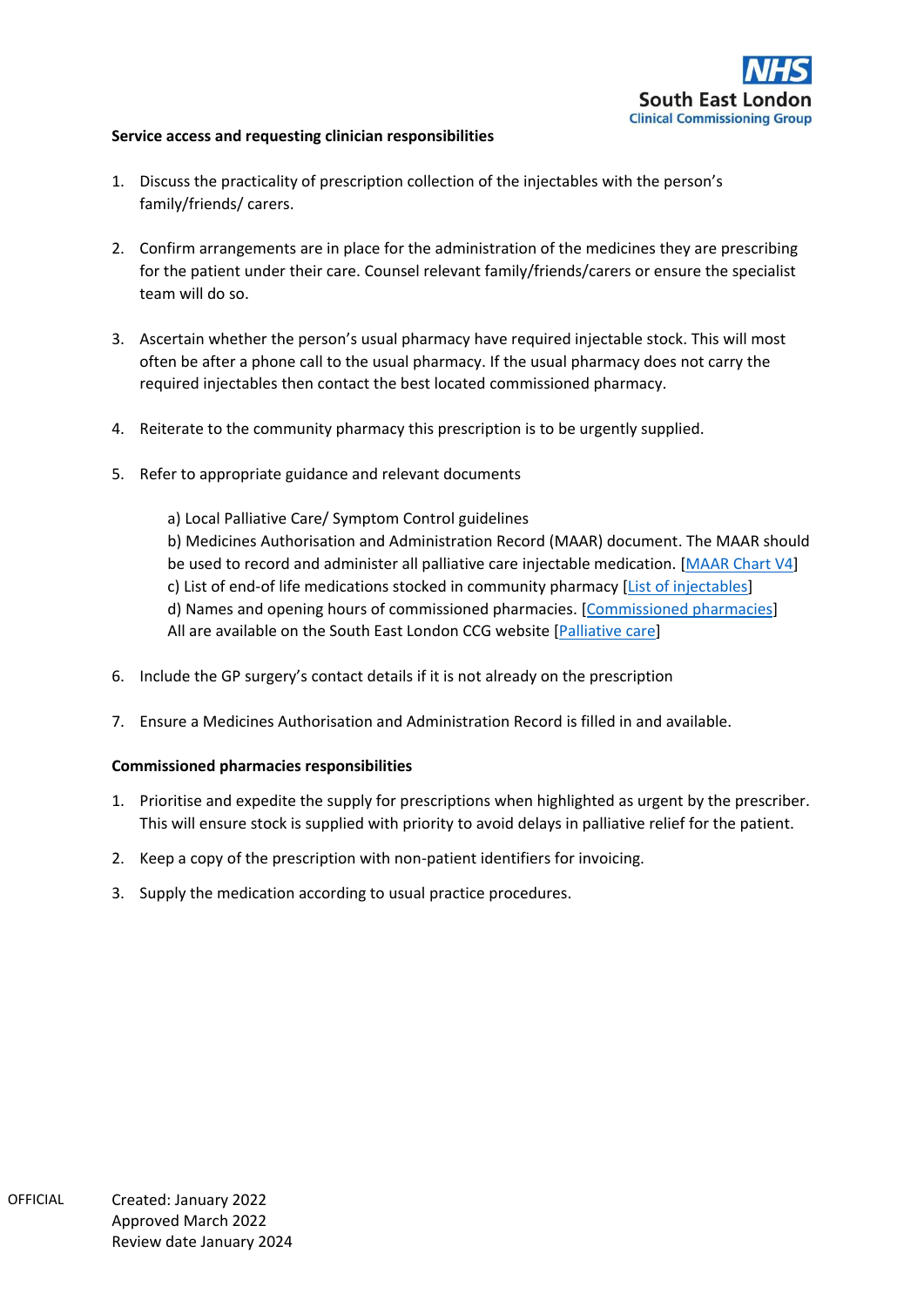**Service access and requesting clinician responsibilities**

1. Discuss the practicality of prescription collection of the injectables with the person's family/friends/ carers.

2. Confirm arrangements are in place for the administration of the medicines they are prescribing for the patient under their care. Counsel relevant family/friends/carers or ensure the specialist team will do so.

3. Ascertain whether the person's usual pharmacy have required injectable stock. This will most often be after a phone call to the usual pharmacy. If the usual pharmacy does not carry the required injectables then contact the best located commissioned pharmacy.

4. Reiterate to the community pharmacy this prescription is to be urgently supplied.

5. Refer to appropriate guidance and relevant documents

   a) Local Palliative Care/ Symptom Control guidelines
   b) Medicines Authorisation and Administration Record (MAAR) document. The MAAR should be used to record and administer all palliative care injectable medication. [MAAR Chart V4]
   c) List of end-of life medications stocked in community pharmacy [List of injectables]
   d) Names and opening hours of commissioned pharmacies. [Commissioned pharmacies]
   All are available on the South East London CCG website [Palliative care]

6. Include the GP surgery's contact details if it is not already on the prescription

7. Ensure a Medicines Authorisation and Administration Record is filled in and available.

**Commissioned pharmacies responsibilities**

1. Prioritise and expedite the supply for prescriptions when highlighted as urgent by the prescriber. This will ensure stock is supplied with priority to avoid delays in palliative relief for the patient.
2. Keep a copy of the prescription with non-patient identifiers for invoicing.
3. Supply the medication according to usual practice procedures.

OFFICIAL

Created: January 2022
Approved March 2022
Review date January 2024